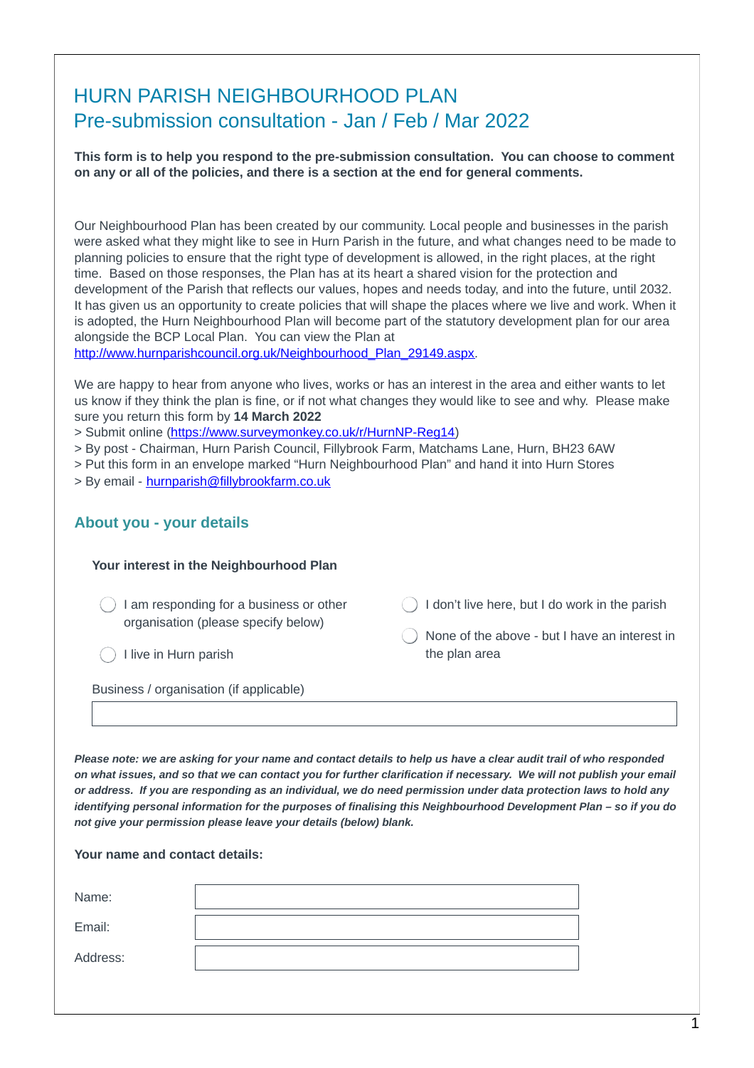# HURN PARISH NEIGHBOURHOOD PLAN
# Pre-submission consultation - Jan / Feb / Mar 2022

**This form is to help you respond to the pre-submission consultation. You can choose to comment on any or all of the policies, and there is a section at the end for general comments.**

Our Neighbourhood Plan has been created by our community. Local people and businesses in the parish were asked what they might like to see in Hurn Parish in the future, and what changes need to be made to planning policies to ensure that the right type of development is allowed, in the right places, at the right time. Based on those responses, the Plan has at its heart a shared vision for the protection and development of the Parish that reflects our values, hopes and needs today, and into the future, until 2032. It has given us an opportunity to create policies that will shape the places where we live and work. When it is adopted, the Hurn Neighbourhood Plan will become part of the statutory development plan for our area alongside the BCP Local Plan. You can view the Plan at http://www.hurnparishcouncil.org.uk/Neighbourhood_Plan_29149.aspx.

We are happy to hear from anyone who lives, works or has an interest in the area and either wants to let us know if they think the plan is fine, or if not what changes they would like to see and why. Please make sure you return this form by **14 March 2022**

> Submit online (https://www.surveymonkey.co.uk/r/HurnNP-Reg14)
> By post - Chairman, Hurn Parish Council, Fillybrook Farm, Matchams Lane, Hurn, BH23 6AW
> Put this form in an envelope marked "Hurn Neighbourhood Plan" and hand it into Hurn Stores
> By email - hurnparish@fillybrookfarm.co.uk

## About you - your details

**Your interest in the Neighbourhood Plan**

- ◯ I am responding for a business or other organisation (please specify below)
- ◯ I live in Hurn parish
- ◯ I don't live here, but I do work in the parish
- ◯ None of the above - but I have an interest in the plan area

Business / organisation (if applicable)

| |
|---|

***Please note: we are asking for your name and contact details to help us have a clear audit trail of who responded on what issues, and so that we can contact you for further clarification if necessary. We will not publish your email or address. If you are responding as an individual, we do need permission under data protection laws to hold any identifying personal information for the purposes of finalising this Neighbourhood Development Plan – so if you do not give your permission please leave your details (below) blank.***

**Your name and contact details:**

| | |
|---|---|
| Name: | |
| Email: | |
| Address: | |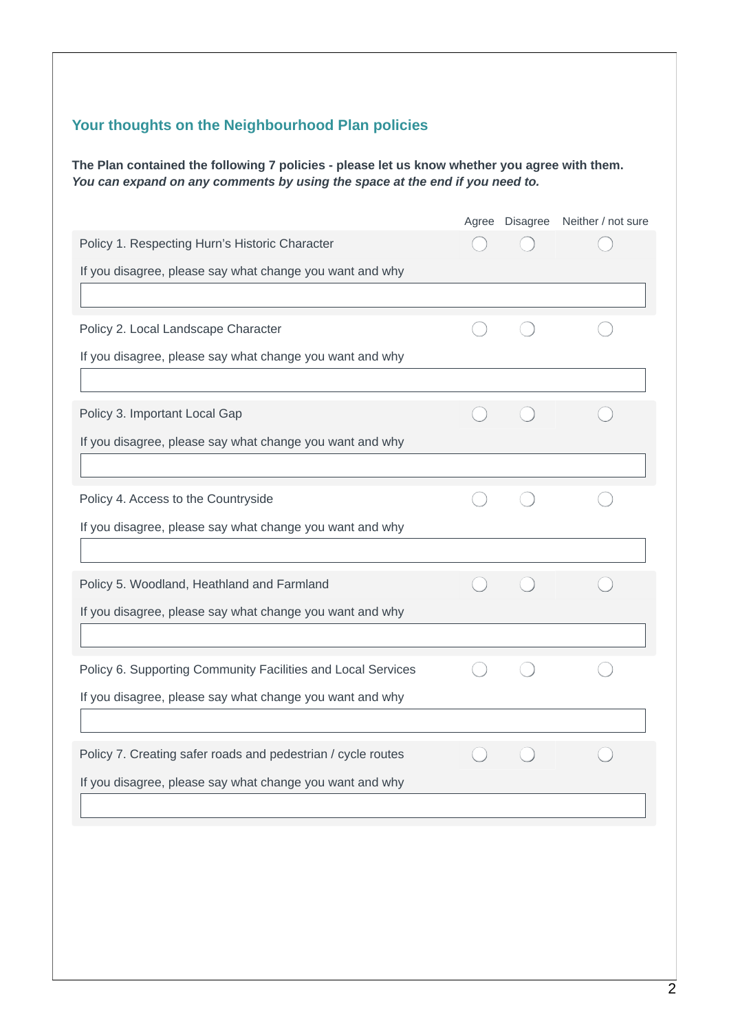## Your thoughts on the Neighbourhood Plan policies

**The Plan contained the following 7 policies - please let us know whether you agree with them.**
***You can expand on any comments by using the space at the end if you need to.***

| | Agree | Disagree | Neither / not sure |
|---|---|---|---|
| Policy 1. Respecting Hurn's Historic Character | ◯ | ◯ | ◯ |
| If you disagree, please say what change you want and why | | | |
| | | | |
| Policy 2. Local Landscape Character | ◯ | ◯ | ◯ |
| If you disagree, please say what change you want and why | | | |
| | | | |
| Policy 3. Important Local Gap | ◯ | ◯ | ◯ |
| If you disagree, please say what change you want and why | | | |
| | | | |
| Policy 4. Access to the Countryside | ◯ | ◯ | ◯ |
| If you disagree, please say what change you want and why | | | |
| | | | |
| Policy 5. Woodland, Heathland and Farmland | ◯ | ◯ | ◯ |
| If you disagree, please say what change you want and why | | | |
| | | | |
| Policy 6. Supporting Community Facilities and Local Services | ◯ | ◯ | ◯ |
| If you disagree, please say what change you want and why | | | |
| | | | |
| Policy 7. Creating safer roads and pedestrian / cycle routes | ◯ | ◯ | ◯ |
| If you disagree, please say what change you want and why | | | |
| | | | |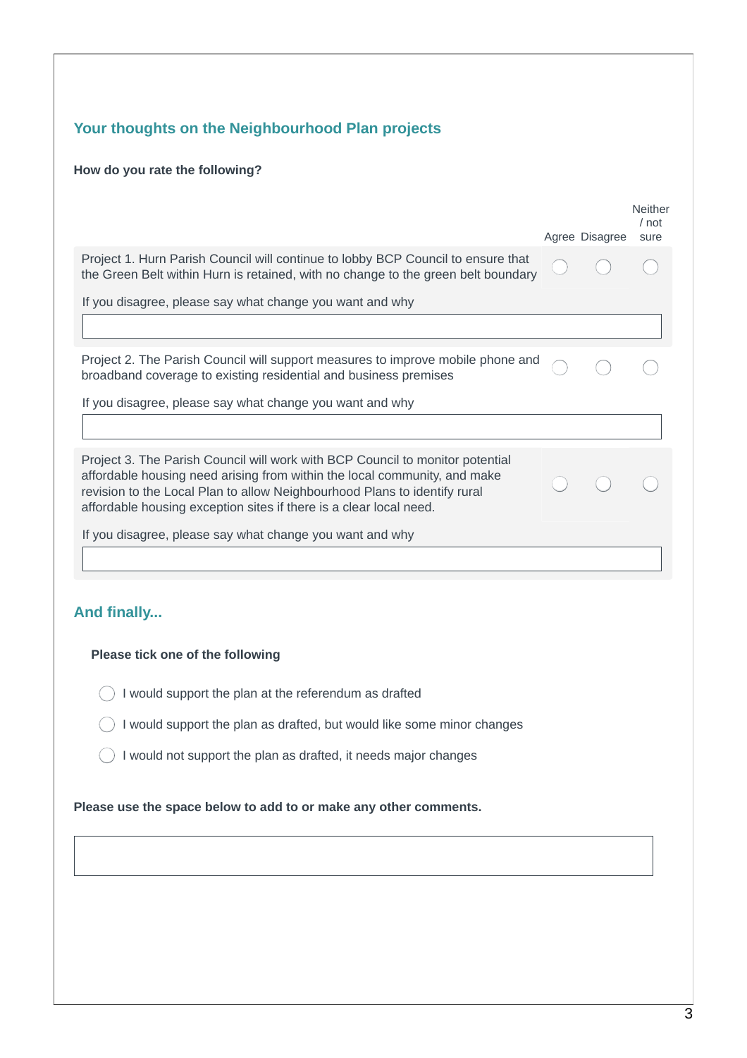## Your thoughts on the Neighbourhood Plan projects

**How do you rate the following?**

| | Agree | Disagree | Neither / not sure |
|---|---|---|---|
| Project 1. Hurn Parish Council will continue to lobby BCP Council to ensure that the Green Belt within Hurn is retained, with no change to the green belt boundary | ◯ | ◯ | ◯ |
| Project 2. The Parish Council will support measures to improve mobile phone and broadband coverage to existing residential and business premises | ◯ | ◯ | ◯ |
| Project 3. The Parish Council will work with BCP Council to monitor potential affordable housing need arising from within the local community, and make revision to the Local Plan to allow Neighbourhood Plans to identify rural affordable housing exception sites if there is a clear local need. | ◯ | ◯ | ◯ |

Project 1 – If you disagree, please say what change you want and why

Project 2 – If you disagree, please say what change you want and why

Project 3 – If you disagree, please say what change you want and why

## And finally...

**Please tick one of the following**

- ◯ I would support the plan at the referendum as drafted
- ◯ I would support the plan as drafted, but would like some minor changes
- ◯ I would not support the plan as drafted, it needs major changes

**Please use the space below to add to or make any other comments.**